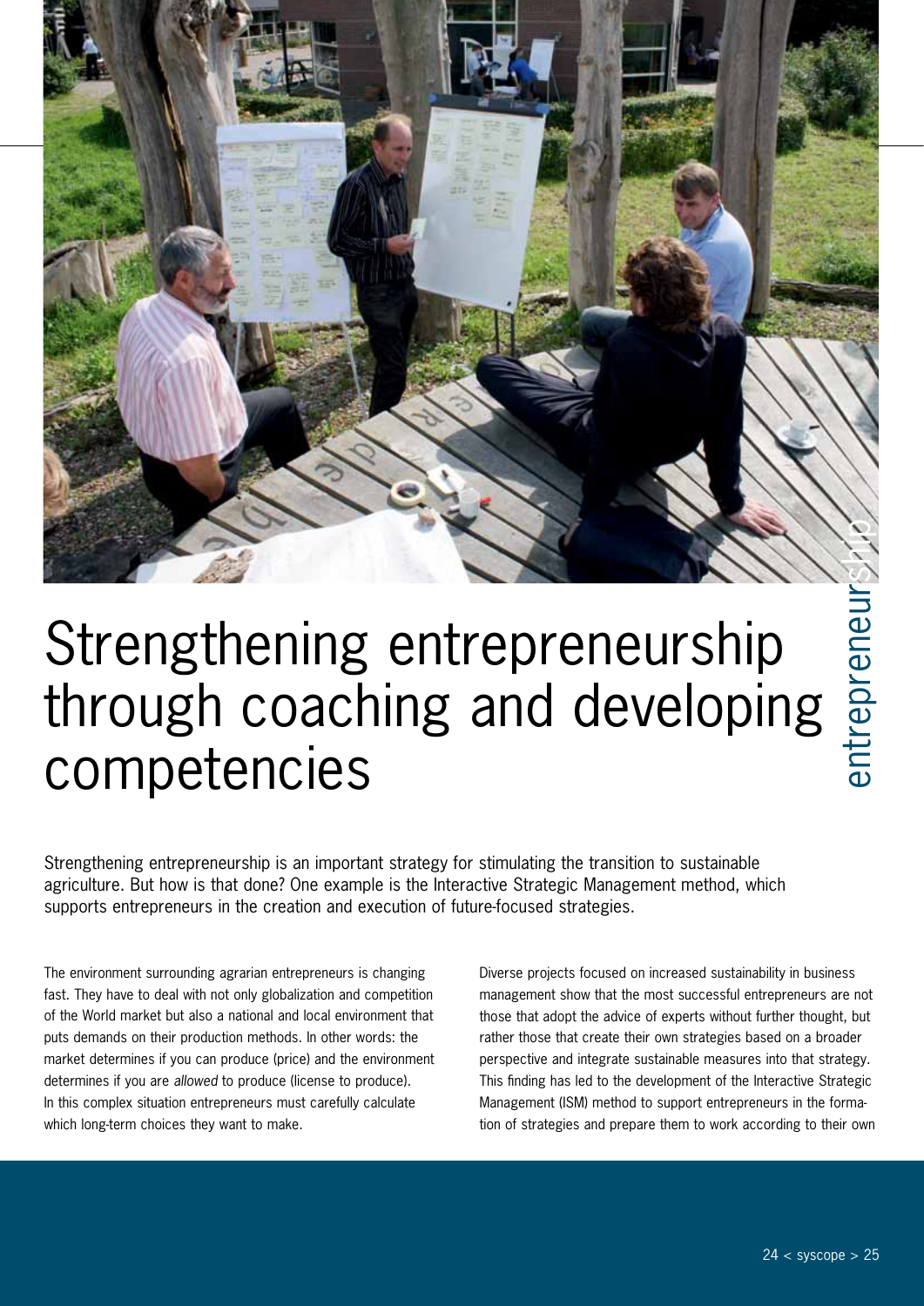# Strengthening entrepreneurship through coaching and developing competencies

Strengthening entrepreneurship is an important strategy for stimulating the transition to sustainable agriculture. But how is that done? One example is the Interactive Strategic Management method, which supports entrepreneurs in the creation and execution of future-focused strategies.

The environment surrounding agrarian entrepreneurs is changing fast. They have to deal with not only globalization and competition of the World market but also a national and local environment that puts demands on their production methods. In other words: the market determines if you can produce (price) and the environment determines if you are *allowed* to produce (license to produce). In this complex situation entrepreneurs must carefully calculate which long-term choices they want to make.

Diverse projects focused on increased sustainability in business management show that the most successful entrepreneurs are not those that adopt the advice of experts without further thought, but rather those that create their own strategies based on a broader perspective and integrate sustainable measures into that strategy. This finding has led to the development of the Interactive Strategic Management (ISM) method to support entrepreneurs in the formation of strategies and prepare them to work according to their own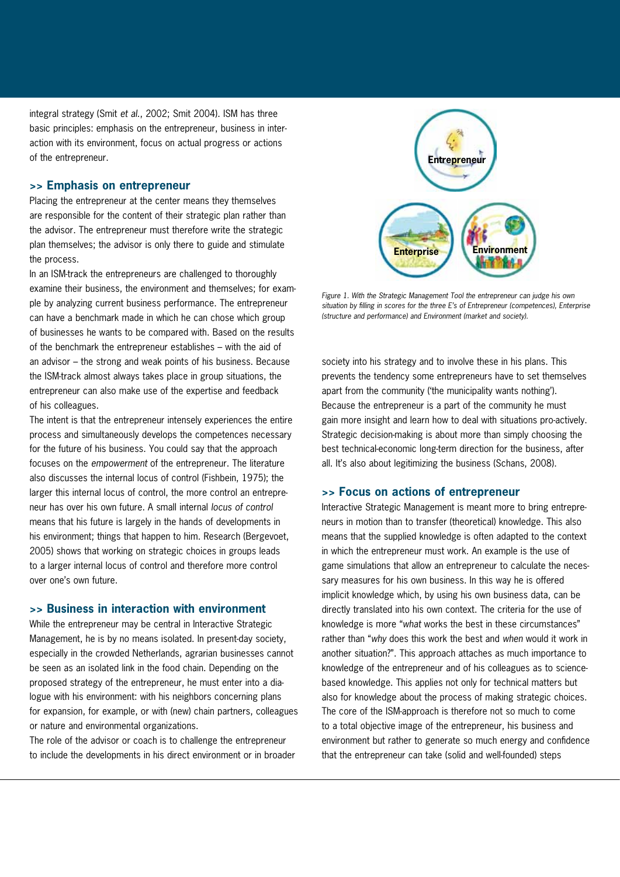integral strategy (Smit *et al.*, 2002; Smit 2004). ISM has three basic principles: emphasis on the entrepreneur, business in interaction with its environment, focus on actual progress or actions of the entrepreneur.

### >> Emphasis on entrepreneur

Placing the entrepreneur at the center means they themselves are responsible for the content of their strategic plan rather than the advisor. The entrepreneur must therefore write the strategic plan themselves; the advisor is only there to guide and stimulate the process.

In an ISM-track the entrepreneurs are challenged to thoroughly examine their business, the environment and themselves; for example by analyzing current business performance. The entrepreneur can have a benchmark made in which he can chose which group of businesses he wants to be compared with. Based on the results of the benchmark the entrepreneur establishes – with the aid of an advisor – the strong and weak points of his business. Because the ISM-track almost always takes place in group situations, the entrepreneur can also make use of the expertise and feedback of his colleagues.

The intent is that the entrepreneur intensely experiences the entire process and simultaneously develops the competences necessary for the future of his business. You could say that the approach focuses on the *empowerment* of the entrepreneur. The literature also discusses the internal locus of control (Fishbein, 1975); the larger this internal locus of control, the more control an entrepreneur has over his own future. A small internal *locus of control* means that his future is largely in the hands of developments in his environment; things that happen to him. Research (Bergevoet, 2005) shows that working on strategic choices in groups leads to a larger internal locus of control and therefore more control over one's own future.

### >> Business in interaction with environment

While the entrepreneur may be central in Interactive Strategic Management, he is by no means isolated. In present-day society, especially in the crowded Netherlands, agrarian businesses cannot be seen as an isolated link in the food chain. Depending on the proposed strategy of the entrepreneur, he must enter into a dialogue with his environment: with his neighbors concerning plans for expansion, for example, or with (new) chain partners, colleagues or nature and environmental organizations.

The role of the advisor or coach is to challenge the entrepreneur to include the developments in his direct environment or in broader society into his strategy and to involve these in his plans. This prevents the tendency some entrepreneurs have to set themselves apart from the community ('the municipality wants nothing'). Because the entrepreneur is a part of the community he must gain more insight and learn how to deal with situations pro-actively. Strategic decision-making is about more than simply choosing the best technical-economic long-term direction for the business, after all. It's also about legitimizing the business (Schans, 2008).

*Figure 1. With the Strategic Management Tool the entrepreneur can judge his own situation by filling in scores for the three E's of Entrepreneur (competences), Enterprise (structure and performance) and Environment (market and society).*

### >> Focus on actions of entrepreneur

Interactive Strategic Management is meant more to bring entrepreneurs in motion than to transfer (theoretical) knowledge. This also means that the supplied knowledge is often adapted to the context in which the entrepreneur must work. An example is the use of game simulations that allow an entrepreneur to calculate the necessary measures for his own business. In this way he is offered implicit knowledge which, by using his own business data, can be directly translated into his own context. The criteria for the use of knowledge is more "*what* works the best in these circumstances" rather than "*why* does this work the best and *when* would it work in another situation?". This approach attaches as much importance to knowledge of the entrepreneur and of his colleagues as to science-based knowledge. This applies not only for technical matters but also for knowledge about the process of making strategic choices. The core of the ISM-approach is therefore not so much to come to a total objective image of the entrepreneur, his business and environment but rather to generate so much energy and confidence that the entrepreneur can take (solid and well-founded) steps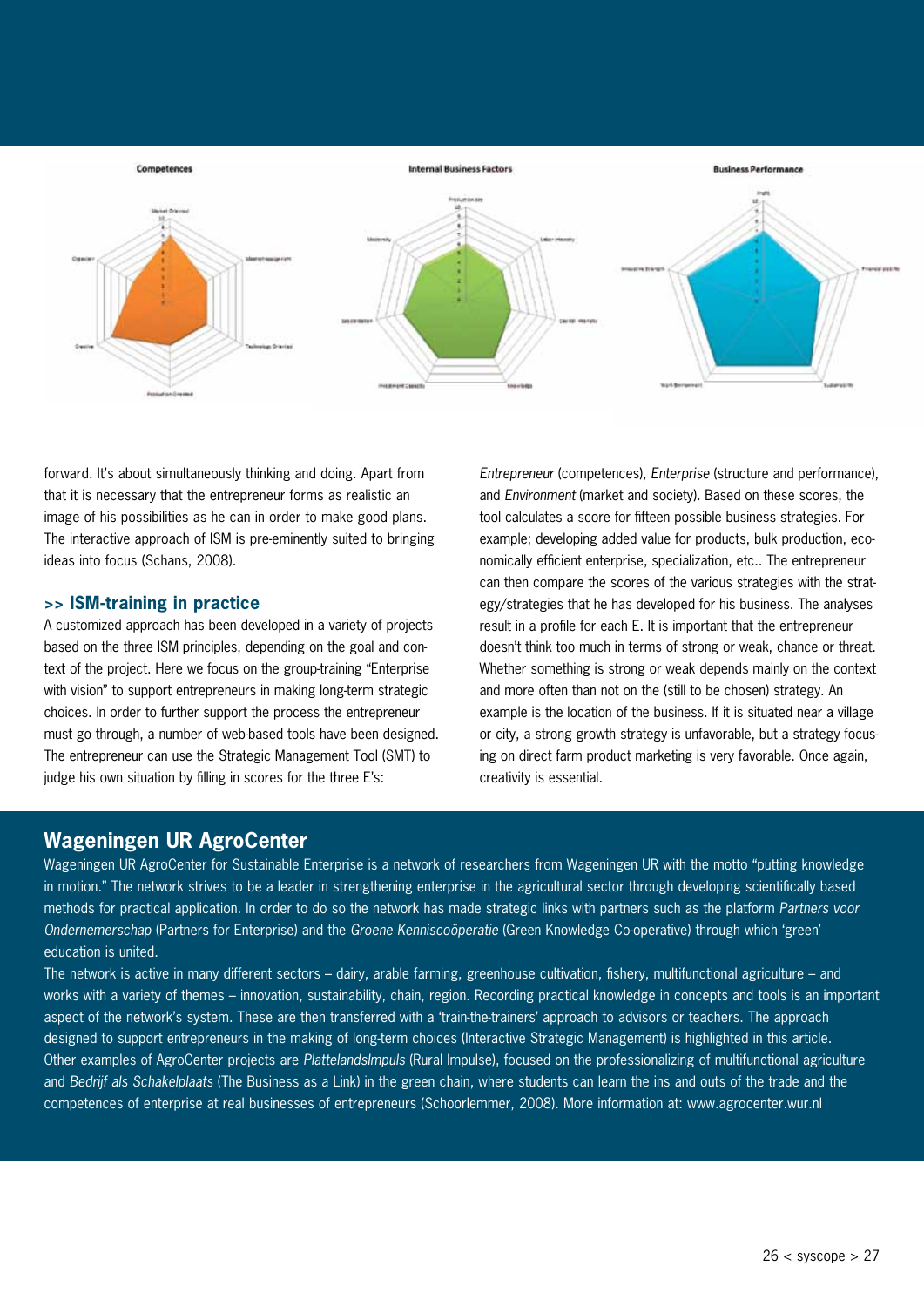forward. It's about simultaneously thinking and doing. Apart from that it is necessary that the entrepreneur forms as realistic an image of his possibilities as he can in order to make good plans. The interactive approach of ISM is pre-eminently suited to bringing ideas into focus (Schans, 2008).

## >> ISM-training in practice

A customized approach has been developed in a variety of projects based on the three ISM principles, depending on the goal and context of the project. Here we focus on the group-training "Enterprise with vision" to support entrepreneurs in making long-term strategic choices. In order to further support the process the entrepreneur must go through, a number of web-based tools have been designed. The entrepreneur can use the Strategic Management Tool (SMT) to judge his own situation by filling in scores for the three E's: *Entrepreneur* (competences), *Enterprise* (structure and performance), and *Environment* (market and society). Based on these scores, the tool calculates a score for fifteen possible business strategies. For example; developing added value for products, bulk production, economically efficient enterprise, specialization, etc.. The entrepreneur can then compare the scores of the various strategies with the strategy/strategies that he has developed for his business. The analyses result in a profile for each E. It is important that the entrepreneur doesn't think too much in terms of strong or weak, chance or threat. Whether something is strong or weak depends mainly on the context and more often than not on the (still to be chosen) strategy. An example is the location of the business. If it is situated near a village or city, a strong growth strategy is unfavorable, but a strategy focusing on direct farm product marketing is very favorable. Once again, creativity is essential.

## Wageningen UR AgroCenter

Wageningen UR AgroCenter for Sustainable Enterprise is a network of researchers from Wageningen UR with the motto "putting knowledge in motion." The network strives to be a leader in strengthening enterprise in the agricultural sector through developing scientifically based methods for practical application. In order to do so the network has made strategic links with partners such as the platform *Partners voor Ondernemerschap* (Partners for Enterprise) and the *Groene Kenniscoöperatie* (Green Knowledge Co-operative) through which 'green' education is united.

The network is active in many different sectors – dairy, arable farming, greenhouse cultivation, fishery, multifunctional agriculture – and works with a variety of themes – innovation, sustainability, chain, region. Recording practical knowledge in concepts and tools is an important aspect of the network's system. These are then transferred with a 'train-the-trainers' approach to advisors or teachers. The approach designed to support entrepreneurs in the making of long-term choices (Interactive Strategic Management) is highlighted in this article. Other examples of AgroCenter projects are *PlattelandsImpuls* (Rural Impulse), focused on the professionalizing of multifunctional agriculture and *Bedrijf als Schakelplaats* (The Business as a Link) in the green chain, where students can learn the ins and outs of the trade and the competences of enterprise at real businesses of entrepreneurs (Schoorlemmer, 2008). More information at: www.agrocenter.wur.nl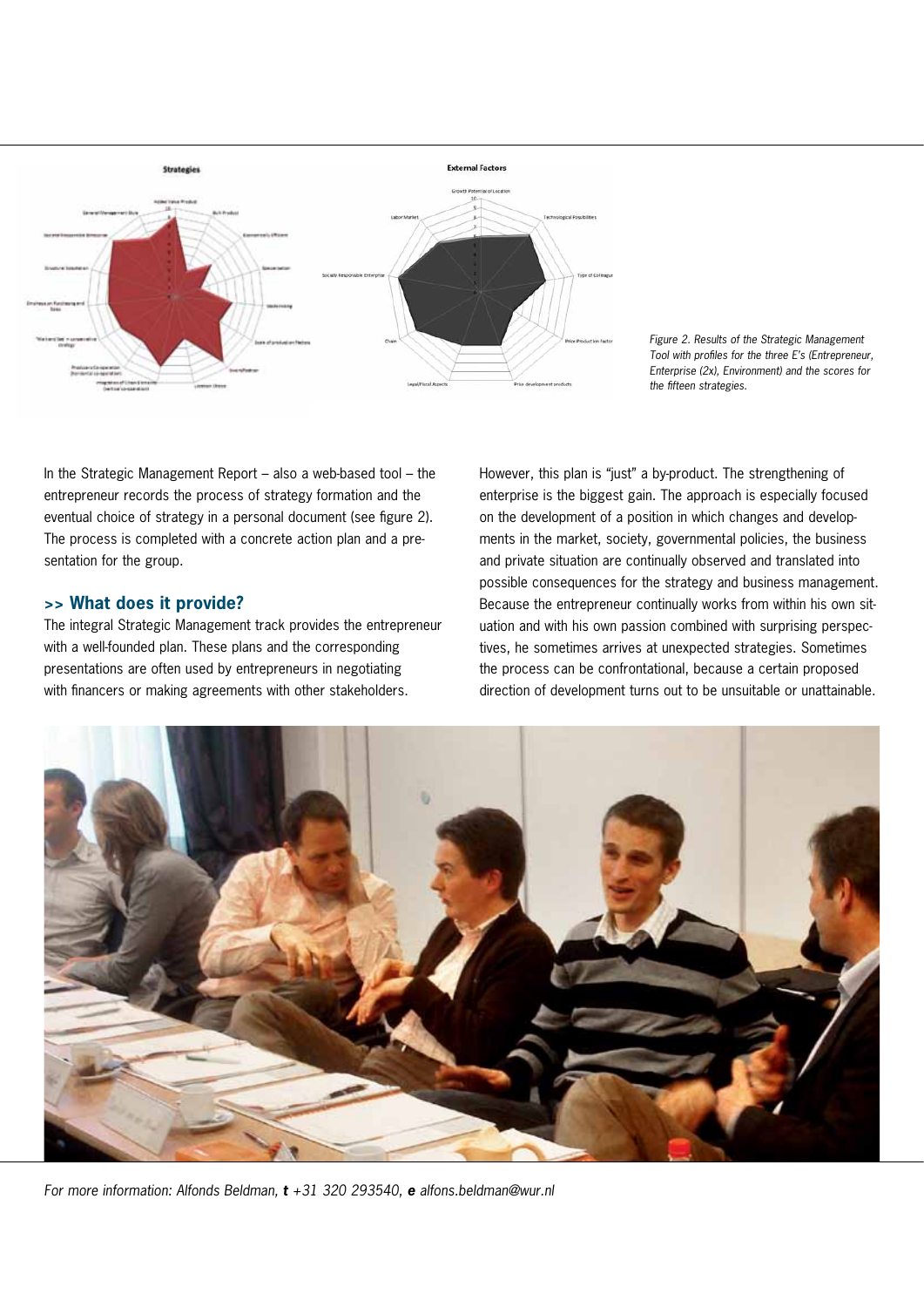Strategies

External Factors

Growth Potential of Location

Labor Market

Technological Possibilities

Type of Colleague

Socially Responsible Enterprise

Price Production Factor

Chain

Legal/Fiscal Aspects

Price development products

*Figure 2. Results of the Strategic Management Tool with profiles for the three E's (Entrepreneur, Enterprise (2x), Environment) and the scores for the fifteen strategies.*

In the Strategic Management Report – also a web-based tool – the entrepreneur records the process of strategy formation and the eventual choice of strategy in a personal document (see figure 2). The process is completed with a concrete action plan and a presentation for the group.

## >> What does it provide?

The integral Strategic Management track provides the entrepreneur with a well-founded plan. These plans and the corresponding presentations are often used by entrepreneurs in negotiating with financers or making agreements with other stakeholders.

However, this plan is "just" a by-product. The strengthening of enterprise is the biggest gain. The approach is especially focused on the development of a position in which changes and developments in the market, society, governmental policies, the business and private situation are continually observed and translated into possible consequences for the strategy and business management. Because the entrepreneur continually works from within his own situation and with his own passion combined with surprising perspectives, he sometimes arrives at unexpected strategies. Sometimes the process can be confrontational, because a certain proposed direction of development turns out to be unsuitable or unattainable.

*For more information: Alfonds Beldman, **t** +31 320 293540, **e** alfons.beldman@wur.nl*